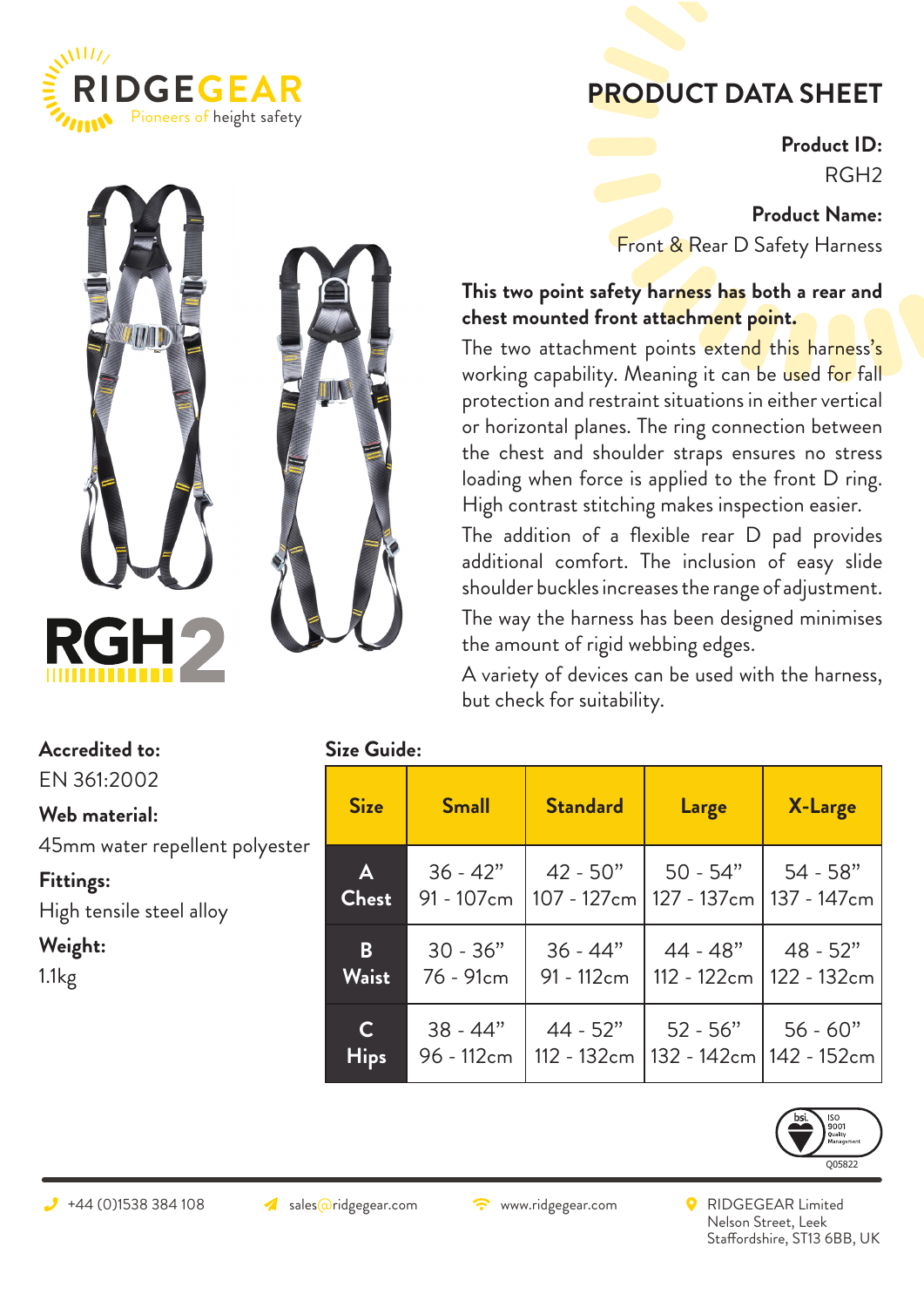RIDGEGEAR
Pioneers of height safety

# PRODUCT DATA SHEET

**Product ID:**
RGH2

**Product Name:**
Front & Rear D Safety Harness

**This two point safety harness has both a rear and chest mounted front attachment point.**

The two attachment points extend this harness's working capability. Meaning it can be used for fall protection and restraint situations in either vertical or horizontal planes. The ring connection between the chest and shoulder straps ensures no stress loading when force is applied to the front D ring. High contrast stitching makes inspection easier.

The addition of a flexible rear D pad provides additional comfort. The inclusion of easy slide shoulder buckles increases the range of adjustment.

The way the harness has been designed minimises the amount of rigid webbing edges.

A variety of devices can be used with the harness, but check for suitability.

RGH2

**Accredited to:**
EN 361:2002

**Web material:**
45mm water repellent polyester

**Fittings:**
High tensile steel alloy

**Weight:**
1.1kg

**Size Guide:**

| Size | Small | Standard | Large | X-Large |
|---|---|---|---|---|
| A Chest | 36 - 42" 91 - 107cm | 42 - 50" 107 - 127cm | 50 - 54" 127 - 137cm | 54 - 58" 137 - 147cm |
| B Waist | 30 - 36" 76 - 91cm | 36 - 44" 91 - 112cm | 44 - 48" 112 - 122cm | 48 - 52" 122 - 132cm |
| C Hips | 38 - 44" 96 - 112cm | 44 - 52" 112 - 132cm | 52 - 56" 132 - 142cm | 56 - 60" 142 - 152cm |

bsi. ISO 9001 Quality Management Q05822

+44 (0)1538 384 108 sales@ridgegear.com www.ridgegear.com RIDGEGEAR Limited Nelson Street, Leek Staffordshire, ST13 6BB, UK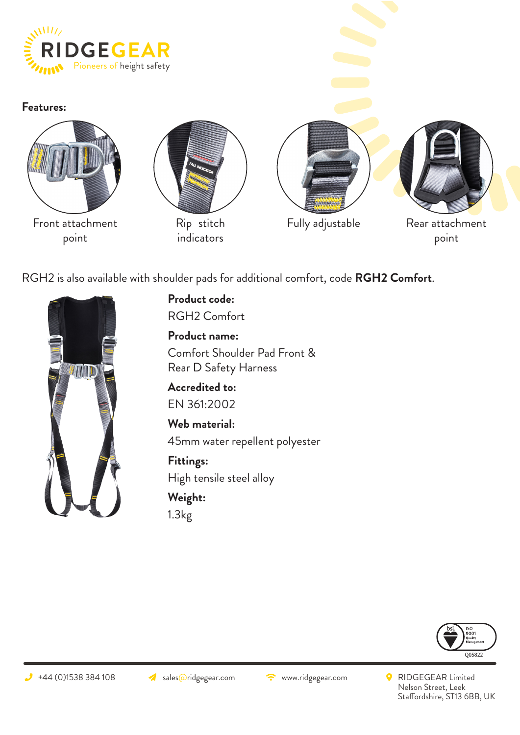**RIDGEGEAR**
Pioneers of height safety

**Features:**

Front attachment point

Rip stitch indicators

Fully adjustable

Rear attachment point

RGH2 is also available with shoulder pads for additional comfort, code **RGH2 Comfort**.

**Product code:**
RGH2 Comfort

**Product name:**
Comfort Shoulder Pad Front & Rear D Safety Harness

**Accredited to:**
EN 361:2002

**Web material:**
45mm water repellent polyester

**Fittings:**
High tensile steel alloy

**Weight:**
1.3kg

ISO 9001 Quality Management
Q05822

+44 (0)1538 384 108

sales@ridgegear.com

www.ridgegear.com

RIDGEGEAR Limited
Nelson Street, Leek
Staffordshire, ST13 6BB, UK